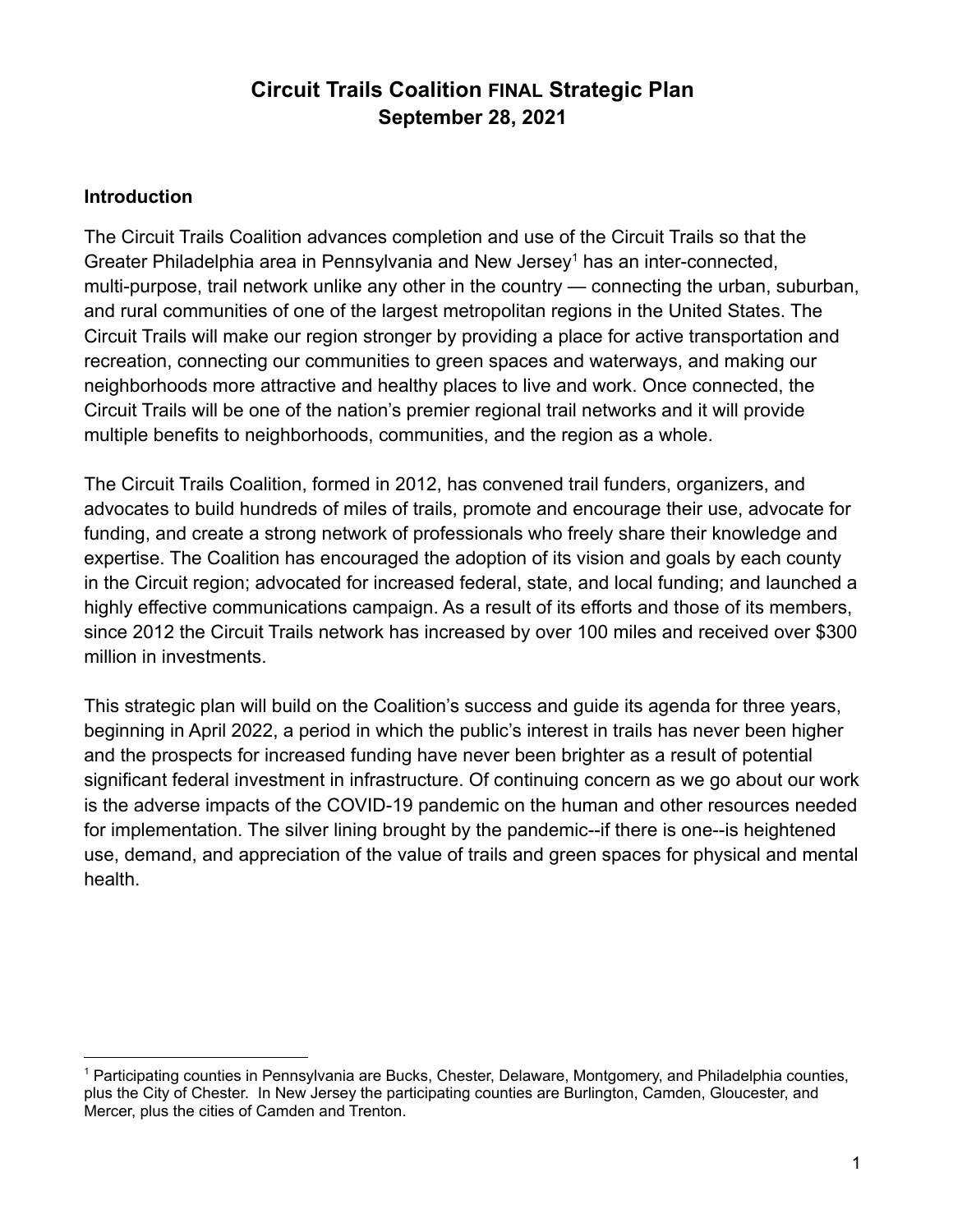# Circuit Trails Coalition FINAL Strategic Plan
## September 28, 2021

### Introduction

The Circuit Trails Coalition advances completion and use of the Circuit Trails so that the Greater Philadelphia area in Pennsylvania and New Jersey[1] has an inter-connected, multi-purpose, trail network unlike any other in the country — connecting the urban, suburban, and rural communities of one of the largest metropolitan regions in the United States. The Circuit Trails will make our region stronger by providing a place for active transportation and recreation, connecting our communities to green spaces and waterways, and making our neighborhoods more attractive and healthy places to live and work. Once connected, the Circuit Trails will be one of the nation's premier regional trail networks and it will provide multiple benefits to neighborhoods, communities, and the region as a whole.

The Circuit Trails Coalition, formed in 2012, has convened trail funders, organizers, and advocates to build hundreds of miles of trails, promote and encourage their use, advocate for funding, and create a strong network of professionals who freely share their knowledge and expertise. The Coalition has encouraged the adoption of its vision and goals by each county in the Circuit region; advocated for increased federal, state, and local funding; and launched a highly effective communications campaign. As a result of its efforts and those of its members, since 2012 the Circuit Trails network has increased by over 100 miles and received over $300 million in investments.

This strategic plan will build on the Coalition's success and guide its agenda for three years, beginning in April 2022, a period in which the public's interest in trails has never been higher and the prospects for increased funding have never been brighter as a result of potential significant federal investment in infrastructure. Of continuing concern as we go about our work is the adverse impacts of the COVID-19 pandemic on the human and other resources needed for implementation. The silver lining brought by the pandemic--if there is one--is heightened use, demand, and appreciation of the value of trails and green spaces for physical and mental health.

---

[1] Participating counties in Pennsylvania are Bucks, Chester, Delaware, Montgomery, and Philadelphia counties, plus the City of Chester. In New Jersey the participating counties are Burlington, Camden, Gloucester, and Mercer, plus the cities of Camden and Trenton.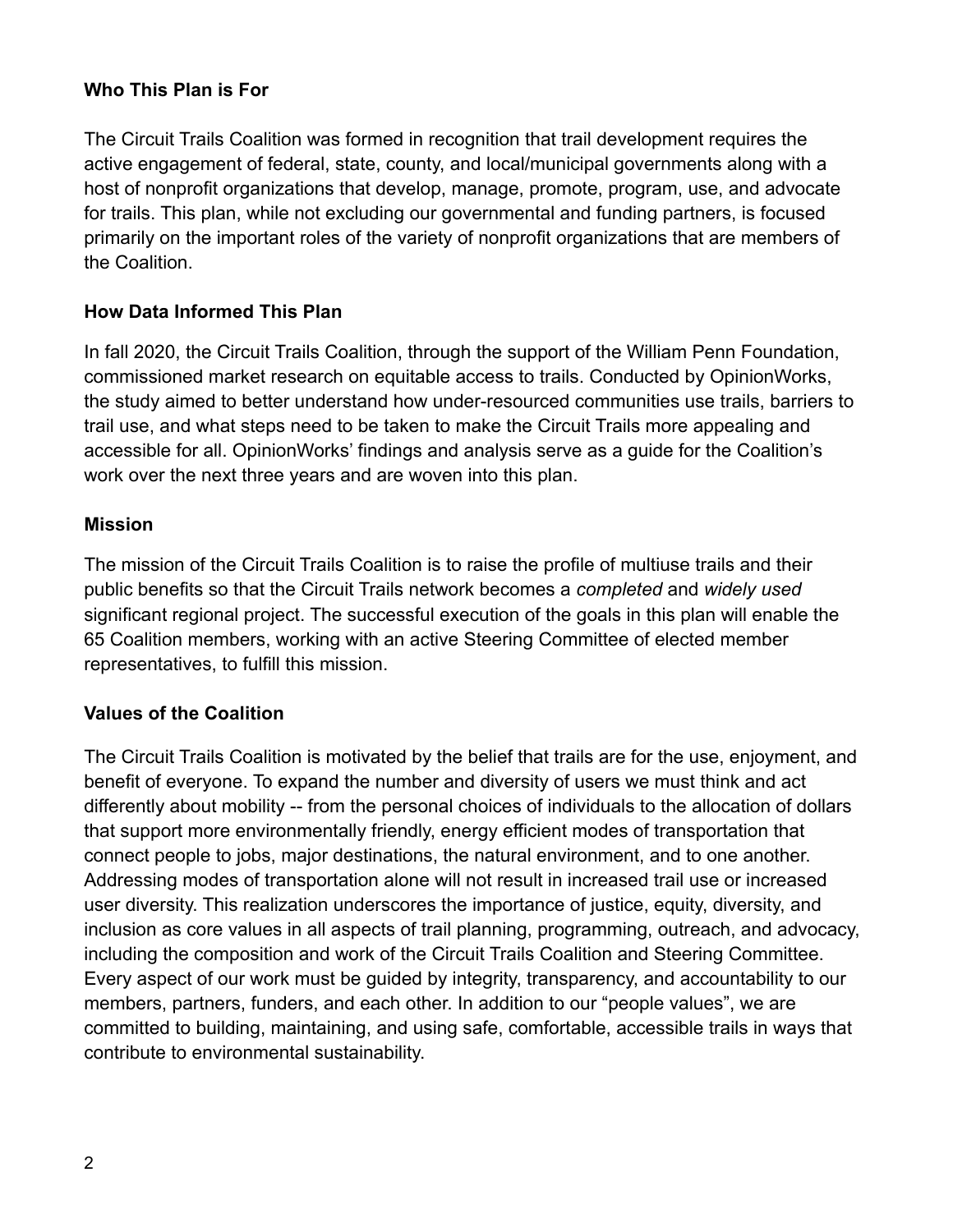**Who This Plan is For**

The Circuit Trails Coalition was formed in recognition that trail development requires the active engagement of federal, state, county, and local/municipal governments along with a host of nonprofit organizations that develop, manage, promote, program, use, and advocate for trails. This plan, while not excluding our governmental and funding partners, is focused primarily on the important roles of the variety of nonprofit organizations that are members of the Coalition.

**How Data Informed This Plan**

In fall 2020, the Circuit Trails Coalition, through the support of the William Penn Foundation, commissioned market research on equitable access to trails. Conducted by OpinionWorks, the study aimed to better understand how under-resourced communities use trails, barriers to trail use, and what steps need to be taken to make the Circuit Trails more appealing and accessible for all. OpinionWorks' findings and analysis serve as a guide for the Coalition's work over the next three years and are woven into this plan.

**Mission**

The mission of the Circuit Trails Coalition is to raise the profile of multiuse trails and their public benefits so that the Circuit Trails network becomes a *completed* and *widely used* significant regional project. The successful execution of the goals in this plan will enable the 65 Coalition members, working with an active Steering Committee of elected member representatives, to fulfill this mission.

**Values of the Coalition**

The Circuit Trails Coalition is motivated by the belief that trails are for the use, enjoyment, and benefit of everyone. To expand the number and diversity of users we must think and act differently about mobility -- from the personal choices of individuals to the allocation of dollars that support more environmentally friendly, energy efficient modes of transportation that connect people to jobs, major destinations, the natural environment, and to one another. Addressing modes of transportation alone will not result in increased trail use or increased user diversity. This realization underscores the importance of justice, equity, diversity, and inclusion as core values in all aspects of trail planning, programming, outreach, and advocacy, including the composition and work of the Circuit Trails Coalition and Steering Committee. Every aspect of our work must be guided by integrity, transparency, and accountability to our members, partners, funders, and each other. In addition to our "people values", we are committed to building, maintaining, and using safe, comfortable, accessible trails in ways that contribute to environmental sustainability.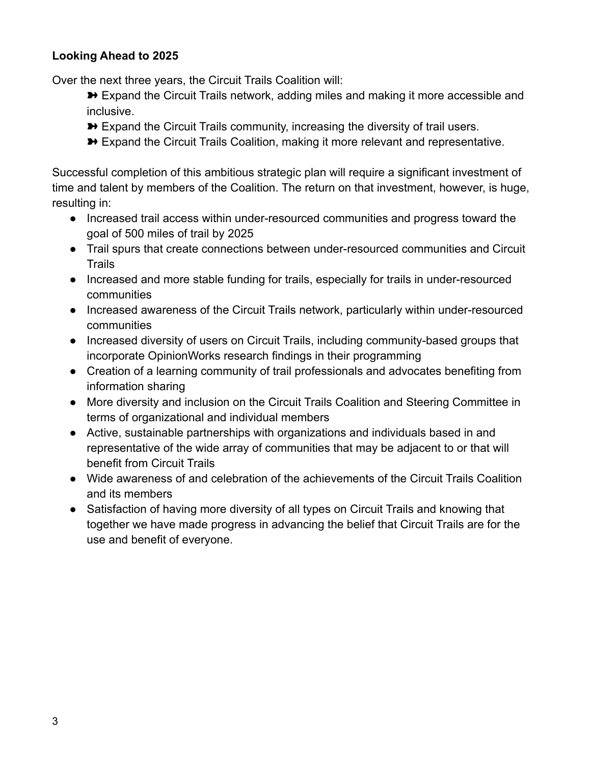**Looking Ahead to 2025**

Over the next three years, the Circuit Trails Coalition will:

- ➽ Expand the Circuit Trails network, adding miles and making it more accessible and inclusive.
- ➽ Expand the Circuit Trails community, increasing the diversity of trail users.
- ➽ Expand the Circuit Trails Coalition, making it more relevant and representative.

Successful completion of this ambitious strategic plan will require a significant investment of time and talent by members of the Coalition. The return on that investment, however, is huge, resulting in:

- Increased trail access within under-resourced communities and progress toward the goal of 500 miles of trail by 2025
- Trail spurs that create connections between under-resourced communities and Circuit Trails
- Increased and more stable funding for trails, especially for trails in under-resourced communities
- Increased awareness of the Circuit Trails network, particularly within under-resourced communities
- Increased diversity of users on Circuit Trails, including community-based groups that incorporate OpinionWorks research findings in their programming
- Creation of a learning community of trail professionals and advocates benefiting from information sharing
- More diversity and inclusion on the Circuit Trails Coalition and Steering Committee in terms of organizational and individual members
- Active, sustainable partnerships with organizations and individuals based in and representative of the wide array of communities that may be adjacent to or that will benefit from Circuit Trails
- Wide awareness of and celebration of the achievements of the Circuit Trails Coalition and its members
- Satisfaction of having more diversity of all types on Circuit Trails and knowing that together we have made progress in advancing the belief that Circuit Trails are for the use and benefit of everyone.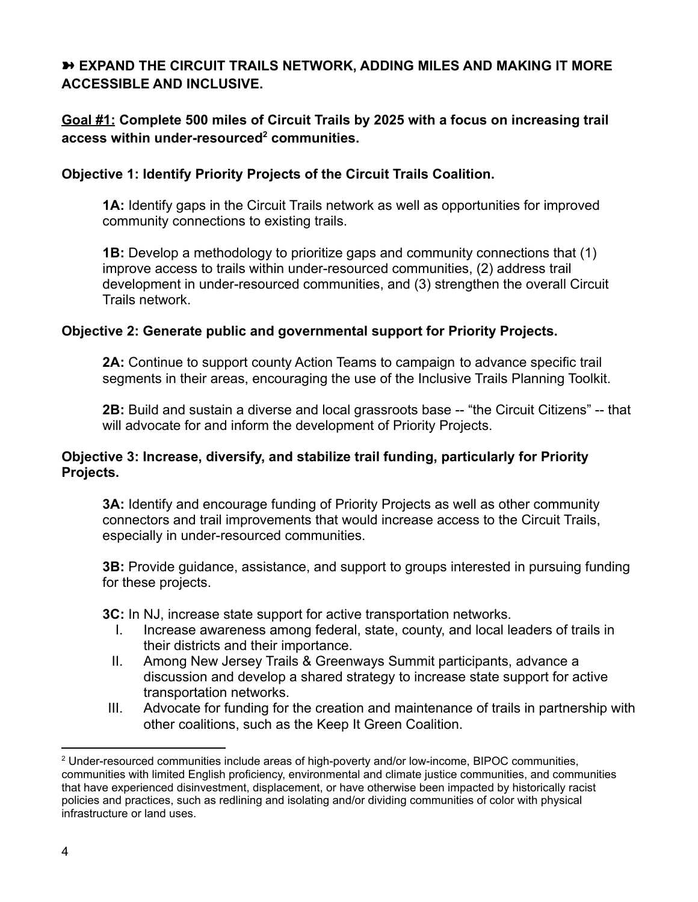## ➽ EXPAND THE CIRCUIT TRAILS NETWORK, ADDING MILES AND MAKING IT MORE ACCESSIBLE AND INCLUSIVE.

**<u>Goal #1:</u> Complete 500 miles of Circuit Trails by 2025 with a focus on increasing trail access within under-resourced[2] communities.**

**Objective 1: Identify Priority Projects of the Circuit Trails Coalition.**

> **1A:** Identify gaps in the Circuit Trails network as well as opportunities for improved community connections to existing trails.
>
> **1B:** Develop a methodology to prioritize gaps and community connections that (1) improve access to trails within under-resourced communities, (2) address trail development in under-resourced communities, and (3) strengthen the overall Circuit Trails network.

**Objective 2: Generate public and governmental support for Priority Projects.**

> **2A:** Continue to support county Action Teams to campaign to advance specific trail segments in their areas, encouraging the use of the Inclusive Trails Planning Toolkit.
>
> **2B:** Build and sustain a diverse and local grassroots base -- "the Circuit Citizens" -- that will advocate for and inform the development of Priority Projects.

**Objective 3: Increase, diversify, and stabilize trail funding, particularly for Priority Projects.**

> **3A:** Identify and encourage funding of Priority Projects as well as other community connectors and trail improvements that would increase access to the Circuit Trails, especially in under-resourced communities.
>
> **3B:** Provide guidance, assistance, and support to groups interested in pursuing funding for these projects.
>
> **3C:** In NJ, increase state support for active transportation networks.
>
> I. Increase awareness among federal, state, county, and local leaders of trails in their districts and their importance.
>
> II. Among New Jersey Trails & Greenways Summit participants, advance a discussion and develop a shared strategy to increase state support for active transportation networks.
>
> III. Advocate for funding for the creation and maintenance of trails in partnership with other coalitions, such as the Keep It Green Coalition.

---

[2] Under-resourced communities include areas of high-poverty and/or low-income, BIPOC communities, communities with limited English proficiency, environmental and climate justice communities, and communities that have experienced disinvestment, displacement, or have otherwise been impacted by historically racist policies and practices, such as redlining and isolating and/or dividing communities of color with physical infrastructure or land uses.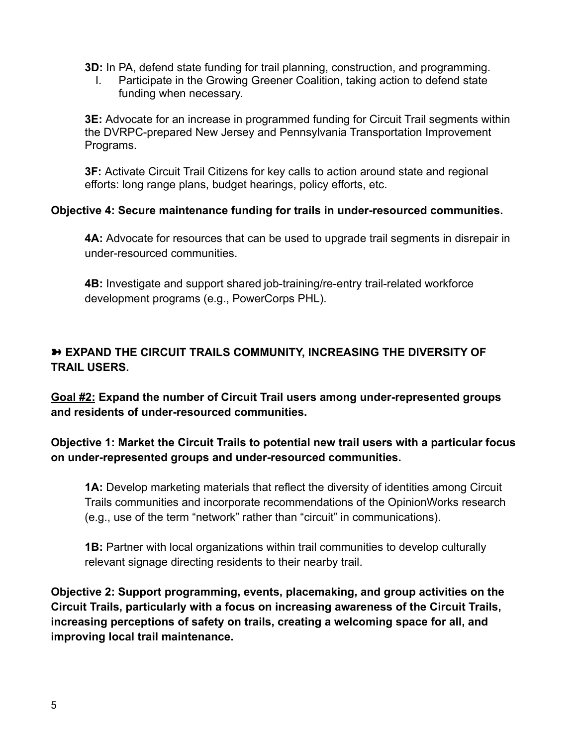**3D:** In PA, defend state funding for trail planning, construction, and programming.

I. Participate in the Growing Greener Coalition, taking action to defend state funding when necessary.

**3E:** Advocate for an increase in programmed funding for Circuit Trail segments within the DVRPC-prepared New Jersey and Pennsylvania Transportation Improvement Programs.

**3F:** Activate Circuit Trail Citizens for key calls to action around state and regional efforts: long range plans, budget hearings, policy efforts, etc.

**Objective 4: Secure maintenance funding for trails in under-resourced communities.**

**4A:** Advocate for resources that can be used to upgrade trail segments in disrepair in under-resourced communities.

**4B:** Investigate and support shared job-training/re-entry trail-related workforce development programs (e.g., PowerCorps PHL).

**➽ EXPAND THE CIRCUIT TRAILS COMMUNITY, INCREASING THE DIVERSITY OF TRAIL USERS.**

**<u>Goal #2:</u> Expand the number of Circuit Trail users among under-represented groups and residents of under-resourced communities.**

**Objective 1: Market the Circuit Trails to potential new trail users with a particular focus on under-represented groups and under-resourced communities.**

**1A:** Develop marketing materials that reflect the diversity of identities among Circuit Trails communities and incorporate recommendations of the OpinionWorks research (e.g., use of the term "network" rather than "circuit" in communications).

**1B:** Partner with local organizations within trail communities to develop culturally relevant signage directing residents to their nearby trail.

**Objective 2: Support programming, events, placemaking, and group activities on the Circuit Trails, particularly with a focus on increasing awareness of the Circuit Trails, increasing perceptions of safety on trails, creating a welcoming space for all, and improving local trail maintenance.**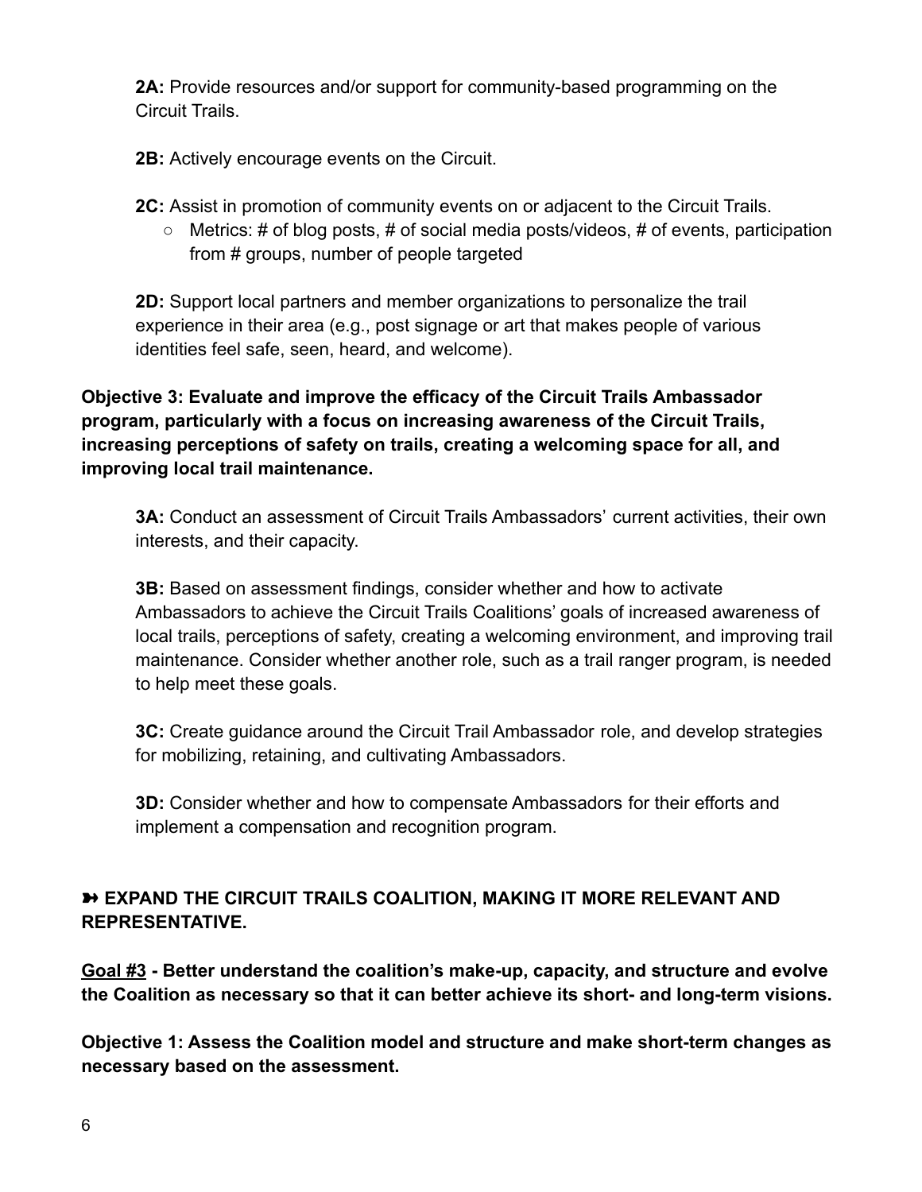**2A:** Provide resources and/or support for community-based programming on the Circuit Trails.

**2B:** Actively encourage events on the Circuit.

**2C:** Assist in promotion of community events on or adjacent to the Circuit Trails.

- Metrics: # of blog posts, # of social media posts/videos, # of events, participation from # groups, number of people targeted

**2D:** Support local partners and member organizations to personalize the trail experience in their area (e.g., post signage or art that makes people of various identities feel safe, seen, heard, and welcome).

**Objective 3: Evaluate and improve the efficacy of the Circuit Trails Ambassador program, particularly with a focus on increasing awareness of the Circuit Trails, increasing perceptions of safety on trails, creating a welcoming space for all, and improving local trail maintenance.**

**3A:** Conduct an assessment of Circuit Trails Ambassadors' current activities, their own interests, and their capacity.

**3B:** Based on assessment findings, consider whether and how to activate Ambassadors to achieve the Circuit Trails Coalitions' goals of increased awareness of local trails, perceptions of safety, creating a welcoming environment, and improving trail maintenance. Consider whether another role, such as a trail ranger program, is needed to help meet these goals.

**3C:** Create guidance around the Circuit Trail Ambassador role, and develop strategies for mobilizing, retaining, and cultivating Ambassadors.

**3D:** Consider whether and how to compensate Ambassadors for their efforts and implement a compensation and recognition program.

### ➽ EXPAND THE CIRCUIT TRAILS COALITION, MAKING IT MORE RELEVANT AND REPRESENTATIVE.

**<u>Goal #3</u> - Better understand the coalition's make-up, capacity, and structure and evolve the Coalition as necessary so that it can better achieve its short- and long-term visions.**

**Objective 1: Assess the Coalition model and structure and make short-term changes as necessary based on the assessment.**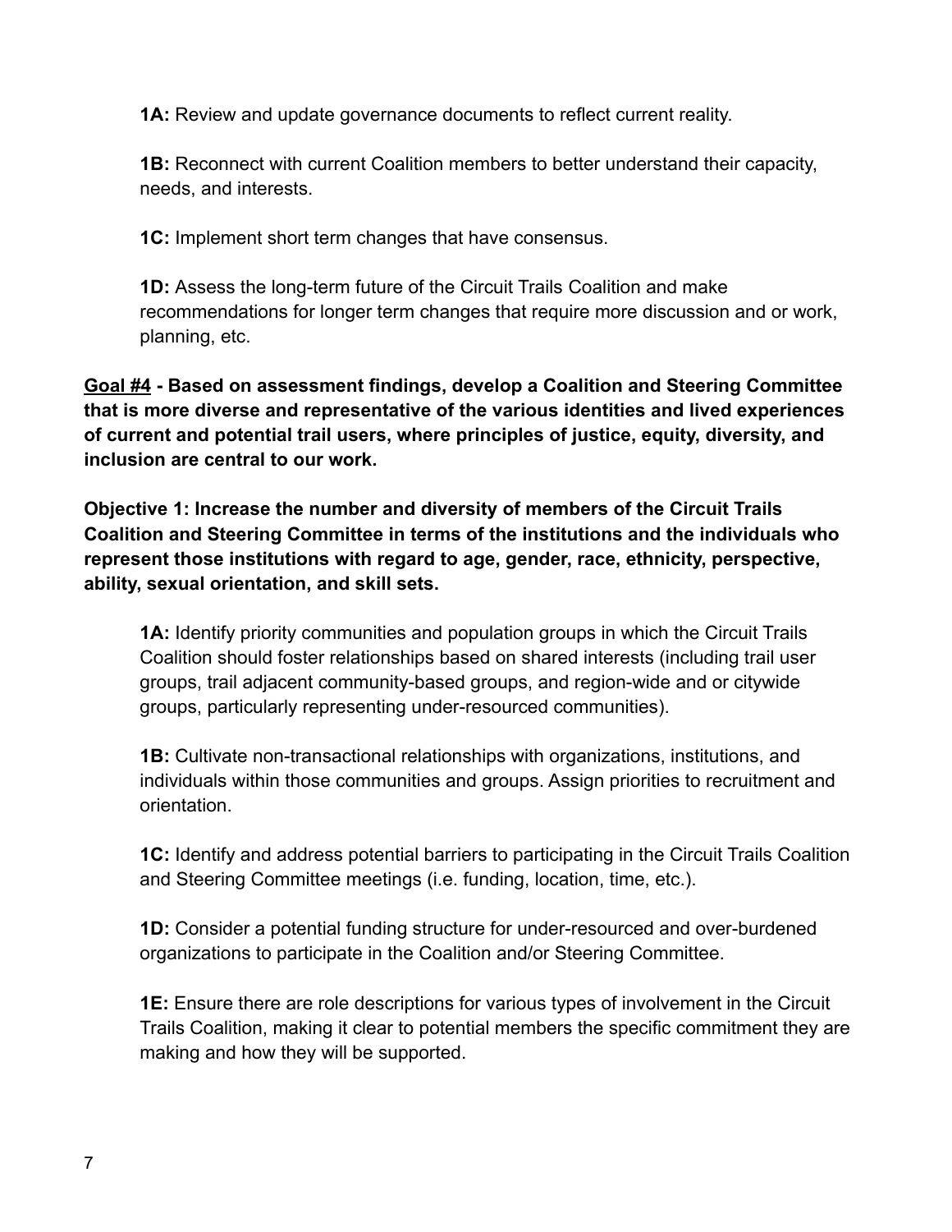**1A:** Review and update governance documents to reflect current reality.

**1B:** Reconnect with current Coalition members to better understand their capacity, needs, and interests.

**1C:** Implement short term changes that have consensus.

**1D:** Assess the long-term future of the Circuit Trails Coalition and make recommendations for longer term changes that require more discussion and or work, planning, etc.

**<u>Goal #4</u> - Based on assessment findings, develop a Coalition and Steering Committee that is more diverse and representative of the various identities and lived experiences of current and potential trail users, where principles of justice, equity, diversity, and inclusion are central to our work.**

**Objective 1: Increase the number and diversity of members of the Circuit Trails Coalition and Steering Committee in terms of the institutions and the individuals who represent those institutions with regard to age, gender, race, ethnicity, perspective, ability, sexual orientation, and skill sets.**

**1A:** Identify priority communities and population groups in which the Circuit Trails Coalition should foster relationships based on shared interests (including trail user groups, trail adjacent community-based groups, and region-wide and or citywide groups, particularly representing under-resourced communities).

**1B:** Cultivate non-transactional relationships with organizations, institutions, and individuals within those communities and groups. Assign priorities to recruitment and orientation.

**1C:** Identify and address potential barriers to participating in the Circuit Trails Coalition and Steering Committee meetings (i.e. funding, location, time, etc.).

**1D:** Consider a potential funding structure for under-resourced and over-burdened organizations to participate in the Coalition and/or Steering Committee.

**1E:** Ensure there are role descriptions for various types of involvement in the Circuit Trails Coalition, making it clear to potential members the specific commitment they are making and how they will be supported.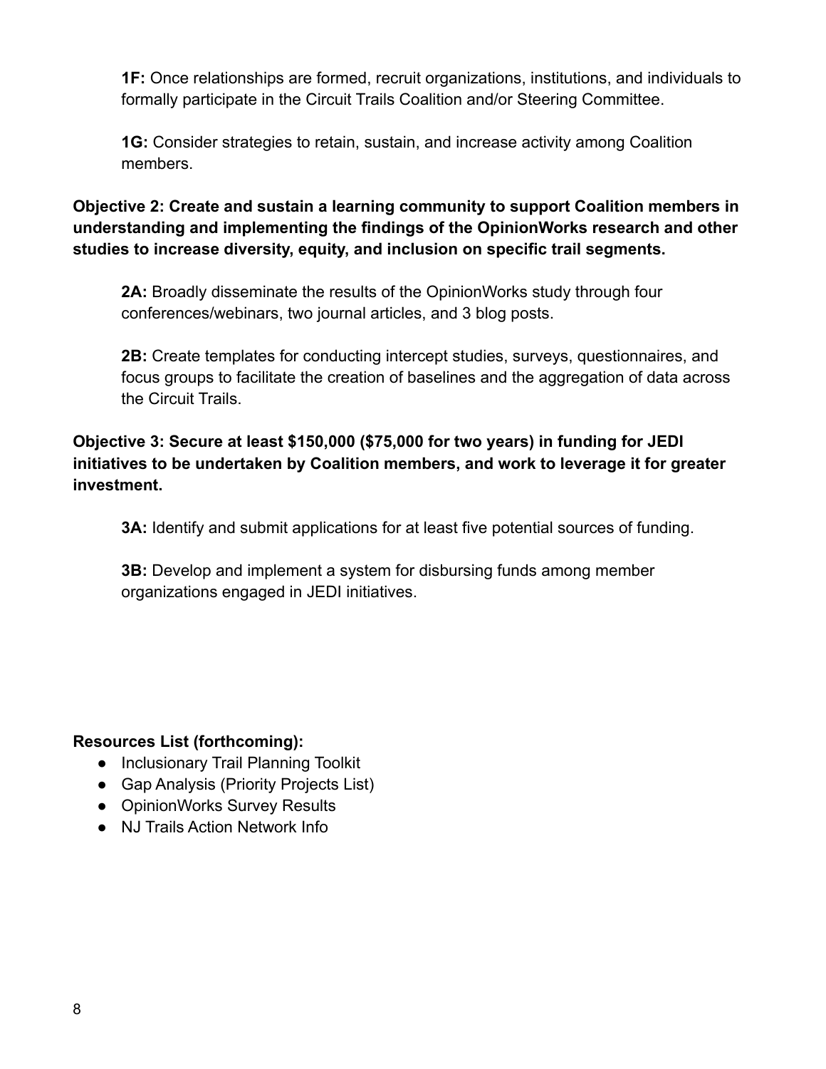**1F:** Once relationships are formed, recruit organizations, institutions, and individuals to formally participate in the Circuit Trails Coalition and/or Steering Committee.

**1G:** Consider strategies to retain, sustain, and increase activity among Coalition members.

**Objective 2: Create and sustain a learning community to support Coalition members in understanding and implementing the findings of the OpinionWorks research and other studies to increase diversity, equity, and inclusion on specific trail segments.**

**2A:** Broadly disseminate the results of the OpinionWorks study through four conferences/webinars, two journal articles, and 3 blog posts.

**2B:** Create templates for conducting intercept studies, surveys, questionnaires, and focus groups to facilitate the creation of baselines and the aggregation of data across the Circuit Trails.

**Objective 3: Secure at least $150,000 ($75,000 for two years) in funding for JEDI initiatives to be undertaken by Coalition members, and work to leverage it for greater investment.**

**3A:** Identify and submit applications for at least five potential sources of funding.

**3B:** Develop and implement a system for disbursing funds among member organizations engaged in JEDI initiatives.

**Resources List (forthcoming):**

- Inclusionary Trail Planning Toolkit
- Gap Analysis (Priority Projects List)
- OpinionWorks Survey Results
- NJ Trails Action Network Info